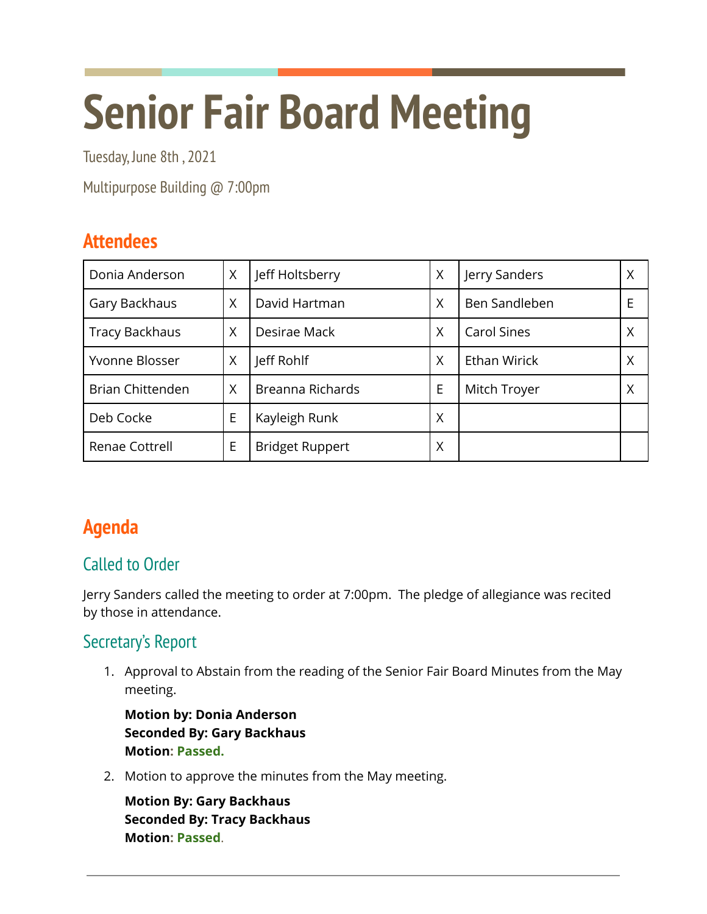# Senior Fair Board Meeting

Tuesday, June 8th , 2021

Multipurpose Building @ 7:00pm

## Attendees

| Donia Anderson | X | Jeff Holtsberry | X | Jerry Sanders | X |
|---|---|---|---|---|---|
| Gary Backhaus | X | David Hartman | X | Ben Sandleben | E |
| Tracy Backhaus | X | Desirae Mack | X | Carol Sines | X |
| Yvonne Blosser | X | Jeff Rohlf | X | Ethan Wirick | X |
| Brian Chittenden | X | Breanna Richards | E | Mitch Troyer | X |
| Deb Cocke | E | Kayleigh Runk | X | | |
| Renae Cottrell | E | Bridget Ruppert | X | | |

## Agenda

### Called to Order

Jerry Sanders called the meeting to order at 7:00pm. The pledge of allegiance was recited by those in attendance.

### Secretary's Report

1. Approval to Abstain from the reading of the Senior Fair Board Minutes from the May meeting.

   **Motion by: Donia Anderson**
   **Seconded By: Gary Backhaus**
   **Motion: Passed.**

2. Motion to approve the minutes from the May meeting.

   **Motion By: Gary Backhaus**
   **Seconded By: Tracy Backhaus**
   **Motion: Passed.**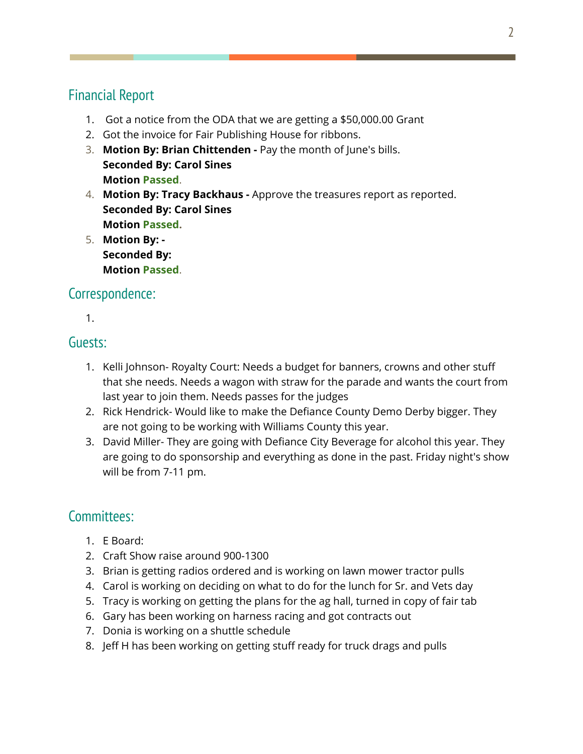## Financial Report

1. Got a notice from the ODA that we are getting a $50,000.00 Grant
2. Got the invoice for Fair Publishing House for ribbons.
3. **Motion By: Brian Chittenden -** Pay the month of June's bills.  
   **Seconded By: Carol Sines**  
   **Motion Passed.**
4. **Motion By: Tracy Backhaus -** Approve the treasures report as reported.  
   **Seconded By: Carol Sines**  
   **Motion Passed.**
5. **Motion By: -**  
   **Seconded By:**  
   **Motion Passed.**

## Correspondence:

1.

## Guests:

1. Kelli Johnson- Royalty Court: Needs a budget for banners, crowns and other stuff that she needs. Needs a wagon with straw for the parade and wants the court from last year to join them. Needs passes for the judges
2. Rick Hendrick- Would like to make the Defiance County Demo Derby bigger. They are not going to be working with Williams County this year.
3. David Miller- They are going with Defiance City Beverage for alcohol this year. They are going to do sponsorship and everything as done in the past. Friday night's show will be from 7-11 pm.

## Committees:

1. E Board:
2. Craft Show raise around 900-1300
3. Brian is getting radios ordered and is working on lawn mower tractor pulls
4. Carol is working on deciding on what to do for the lunch for Sr. and Vets day
5. Tracy is working on getting the plans for the ag hall, turned in copy of fair tab
6. Gary has been working on harness racing and got contracts out
7. Donia is working on a shuttle schedule
8. Jeff H has been working on getting stuff ready for truck drags and pulls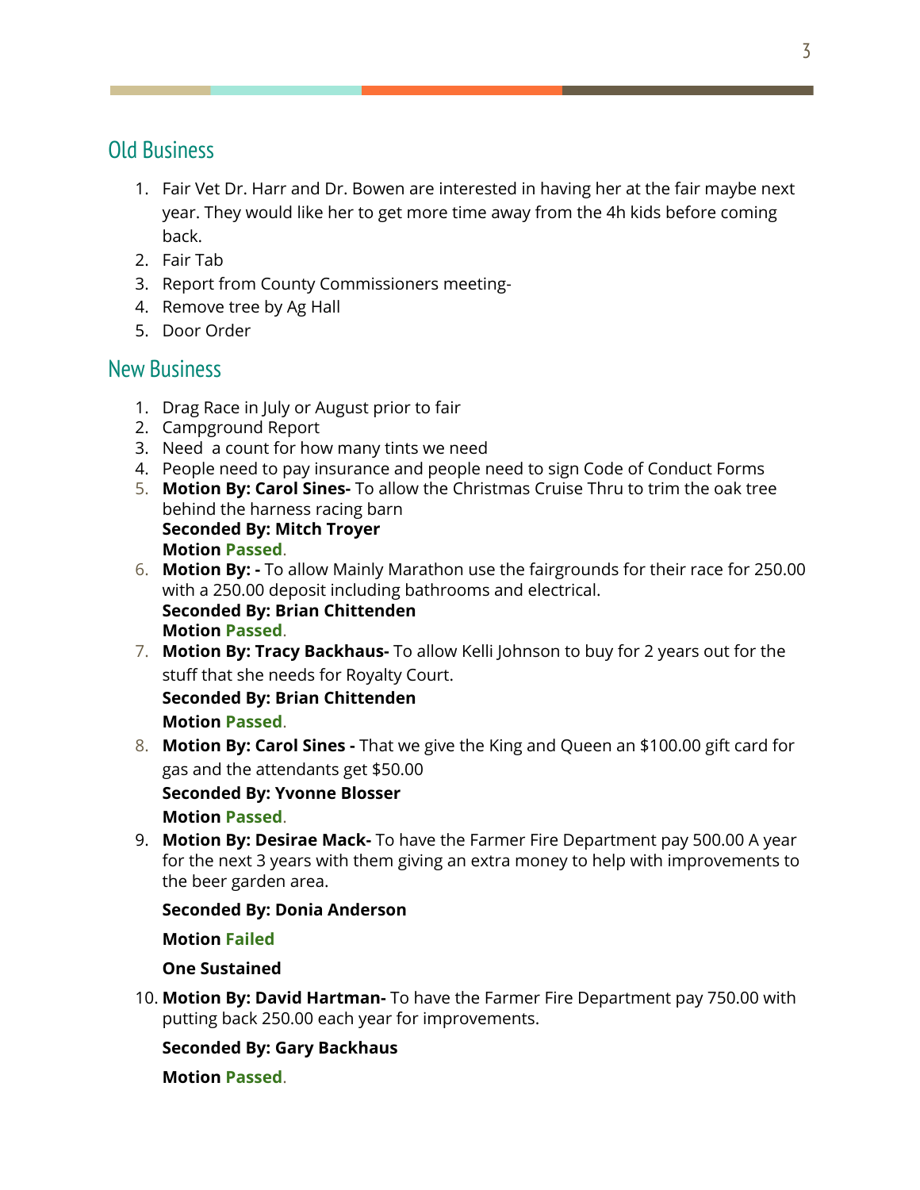## Old Business

1. Fair Vet Dr. Harr and Dr. Bowen are interested in having her at the fair maybe next year. They would like her to get more time away from the 4h kids before coming back.
2. Fair Tab
3. Report from County Commissioners meeting-
4. Remove tree by Ag Hall
5. Door Order

## New Business

1. Drag Race in July or August prior to fair
2. Campground Report
3. Need  a count for how many tints we need
4. People need to pay insurance and people need to sign Code of Conduct Forms
5. **Motion By: Carol Sines-** To allow the Christmas Cruise Thru to trim the oak tree behind the harness racing barn
   **Seconded By: Mitch Troyer**
   **Motion Passed**.
6. **Motion By: -** To allow Mainly Marathon use the fairgrounds for their race for 250.00 with a 250.00 deposit including bathrooms and electrical.
   **Seconded By: Brian Chittenden**
   **Motion Passed**.
7. **Motion By: Tracy Backhaus-** To allow Kelli Johnson to buy for 2 years out for the stuff that she needs for Royalty Court.
   **Seconded By: Brian Chittenden**
   **Motion Passed**.
8. **Motion By: Carol Sines -** That we give the King and Queen an $100.00 gift card for gas and the attendants get $50.00
   **Seconded By: Yvonne Blosser**
   **Motion Passed**.
9. **Motion By: Desirae Mack-** To have the Farmer Fire Department pay 500.00 A year for the next 3 years with them giving an extra money to help with improvements to the beer garden area.

   **Seconded By: Donia Anderson**

   **Motion Failed**

   **One Sustained**

10. **Motion By: David Hartman-** To have the Farmer Fire Department pay 750.00 with putting back 250.00 each year for improvements.

    **Seconded By: Gary Backhaus**

    **Motion Passed**.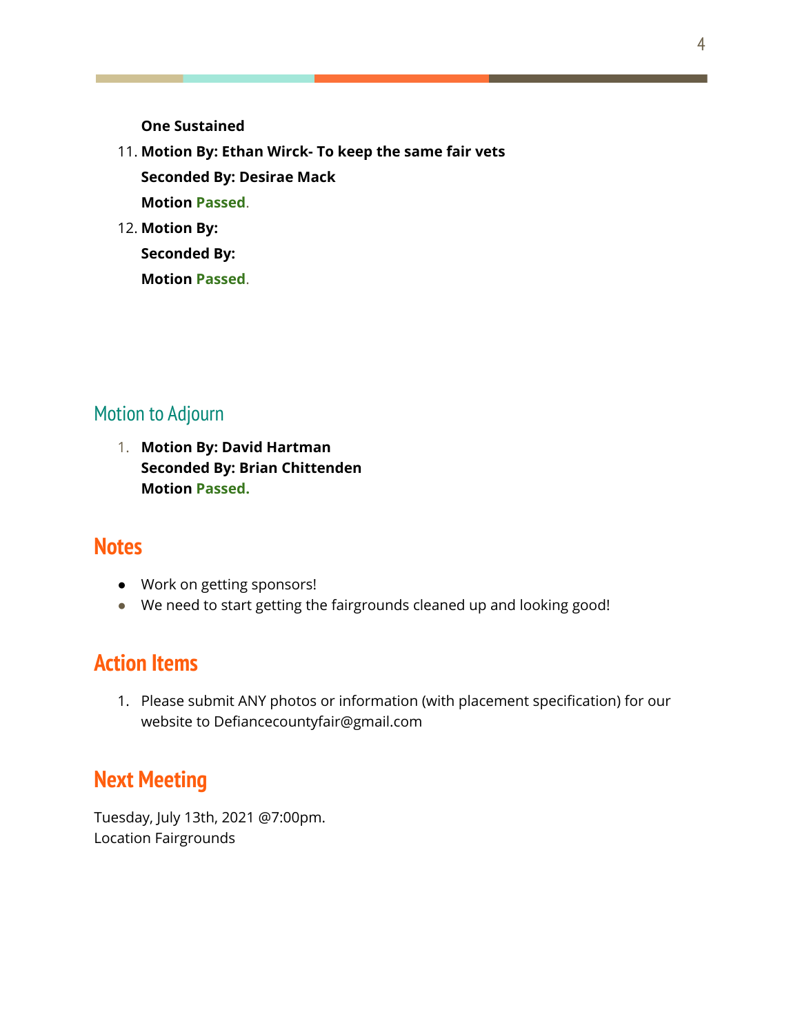**One Sustained**

11. **Motion By: Ethan Wirck- To keep the same fair vets**
    **Seconded By: Desirae Mack**
    **Motion Passed.**
12. **Motion By:**
    **Seconded By:**
    **Motion Passed.**

## Motion to Adjourn

1. **Motion By: David Hartman**
   **Seconded By: Brian Chittenden**
   **Motion Passed.**

## Notes

- Work on getting sponsors!
- We need to start getting the fairgrounds cleaned up and looking good!

## Action Items

1. Please submit ANY photos or information (with placement specification) for our website to Defiancecountyfair@gmail.com

## Next Meeting

Tuesday, July 13th, 2021 @7:00pm.
Location Fairgrounds